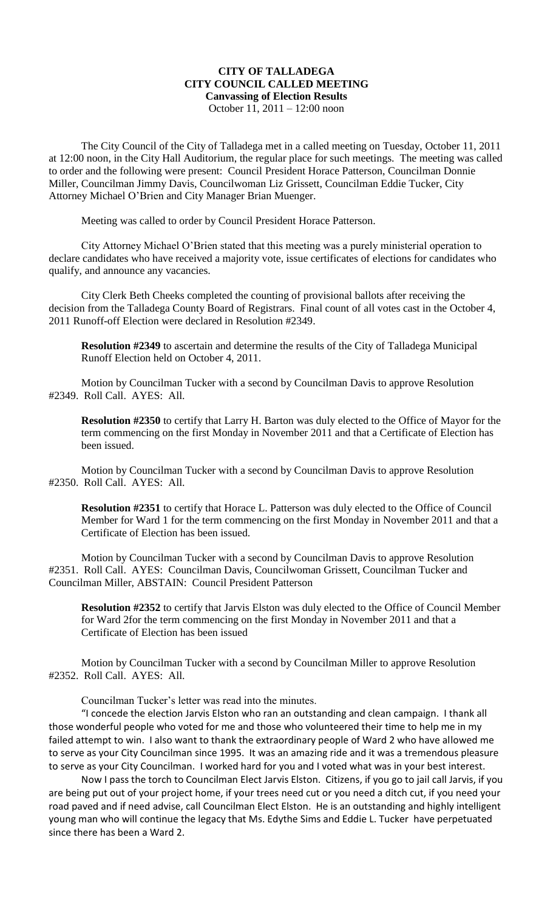# CITY OF TALLADEGA
## CITY COUNCIL CALLED MEETING
### Canvassing of Election Results

October 11, 2011 – 12:00 noon

The City Council of the City of Talladega met in a called meeting on Tuesday, October 11, 2011 at 12:00 noon, in the City Hall Auditorium, the regular place for such meetings. The meeting was called to order and the following were present: Council President Horace Patterson, Councilman Donnie Miller, Councilman Jimmy Davis, Councilwoman Liz Grissett, Councilman Eddie Tucker, City Attorney Michael O'Brien and City Manager Brian Muenger.

Meeting was called to order by Council President Horace Patterson.

City Attorney Michael O'Brien stated that this meeting was a purely ministerial operation to declare candidates who have received a majority vote, issue certificates of elections for candidates who qualify, and announce any vacancies.

City Clerk Beth Cheeks completed the counting of provisional ballots after receiving the decision from the Talladega County Board of Registrars. Final count of all votes cast in the October 4, 2011 Runoff-off Election were declared in Resolution #2349.

**Resolution #2349** to ascertain and determine the results of the City of Talladega Municipal Runoff Election held on October 4, 2011.

Motion by Councilman Tucker with a second by Councilman Davis to approve Resolution #2349. Roll Call. AYES: All.

**Resolution #2350** to certify that Larry H. Barton was duly elected to the Office of Mayor for the term commencing on the first Monday in November 2011 and that a Certificate of Election has been issued.

Motion by Councilman Tucker with a second by Councilman Davis to approve Resolution #2350. Roll Call. AYES: All.

**Resolution #2351** to certify that Horace L. Patterson was duly elected to the Office of Council Member for Ward 1 for the term commencing on the first Monday in November 2011 and that a Certificate of Election has been issued.

Motion by Councilman Tucker with a second by Councilman Davis to approve Resolution #2351. Roll Call. AYES: Councilman Davis, Councilwoman Grissett, Councilman Tucker and Councilman Miller, ABSTAIN: Council President Patterson

**Resolution #2352** to certify that Jarvis Elston was duly elected to the Office of Council Member for Ward 2for the term commencing on the first Monday in November 2011 and that a Certificate of Election has been issued

Motion by Councilman Tucker with a second by Councilman Miller to approve Resolution #2352. Roll Call. AYES: All.

Councilman Tucker's letter was read into the minutes.

"I concede the election Jarvis Elston who ran an outstanding and clean campaign. I thank all those wonderful people who voted for me and those who volunteered their time to help me in my failed attempt to win. I also want to thank the extraordinary people of Ward 2 who have allowed me to serve as your City Councilman since 1995. It was an amazing ride and it was a tremendous pleasure to serve as your City Councilman. I worked hard for you and I voted what was in your best interest.

Now I pass the torch to Councilman Elect Jarvis Elston. Citizens, if you go to jail call Jarvis, if you are being put out of your project home, if your trees need cut or you need a ditch cut, if you need your road paved and if need advise, call Councilman Elect Elston. He is an outstanding and highly intelligent young man who will continue the legacy that Ms. Edythe Sims and Eddie L. Tucker have perpetuated since there has been a Ward 2.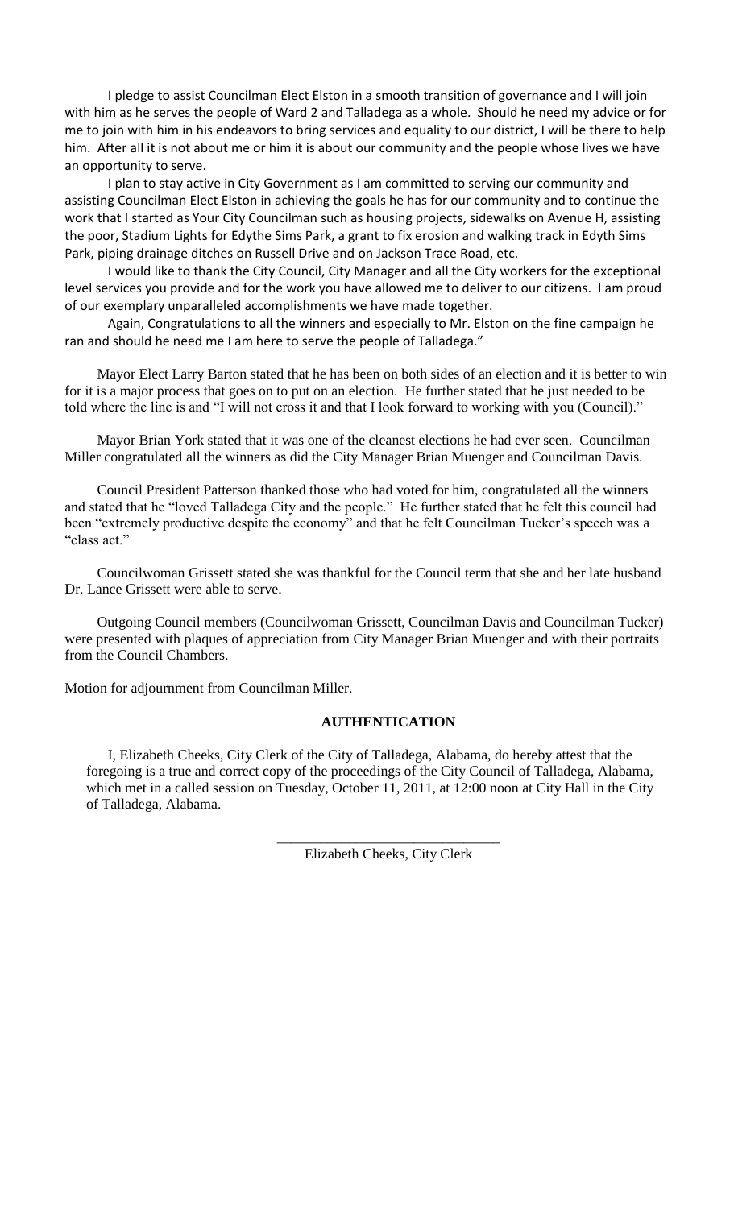I pledge to assist Councilman Elect Elston in a smooth transition of governance and I will join with him as he serves the people of Ward 2 and Talladega as a whole. Should he need my advice or for me to join with him in his endeavors to bring services and equality to our district, I will be there to help him. After all it is not about me or him it is about our community and the people whose lives we have an opportunity to serve.

I plan to stay active in City Government as I am committed to serving our community and assisting Councilman Elect Elston in achieving the goals he has for our community and to continue the work that I started as Your City Councilman such as housing projects, sidewalks on Avenue H, assisting the poor, Stadium Lights for Edythe Sims Park, a grant to fix erosion and walking track in Edyth Sims Park, piping drainage ditches on Russell Drive and on Jackson Trace Road, etc.

I would like to thank the City Council, City Manager and all the City workers for the exceptional level services you provide and for the work you have allowed me to deliver to our citizens. I am proud of our exemplary unparalleled accomplishments we have made together.

Again, Congratulations to all the winners and especially to Mr. Elston on the fine campaign he ran and should he need me I am here to serve the people of Talladega."

Mayor Elect Larry Barton stated that he has been on both sides of an election and it is better to win for it is a major process that goes on to put on an election. He further stated that he just needed to be told where the line is and "I will not cross it and that I look forward to working with you (Council)."

Mayor Brian York stated that it was one of the cleanest elections he had ever seen. Councilman Miller congratulated all the winners as did the City Manager Brian Muenger and Councilman Davis.

Council President Patterson thanked those who had voted for him, congratulated all the winners and stated that he "loved Talladega City and the people." He further stated that he felt this council had been "extremely productive despite the economy" and that he felt Councilman Tucker's speech was a "class act."

Councilwoman Grissett stated she was thankful for the Council term that she and her late husband Dr. Lance Grissett were able to serve.

Outgoing Council members (Councilwoman Grissett, Councilman Davis and Councilman Tucker) were presented with plaques of appreciation from City Manager Brian Muenger and with their portraits from the Council Chambers.

Motion for adjournment from Councilman Miller.

**AUTHENTICATION**

I, Elizabeth Cheeks, City Clerk of the City of Talladega, Alabama, do hereby attest that the foregoing is a true and correct copy of the proceedings of the City Council of Talladega, Alabama, which met in a called session on Tuesday, October 11, 2011, at 12:00 noon at City Hall in the City of Talladega, Alabama.

_______________________________
Elizabeth Cheeks, City Clerk